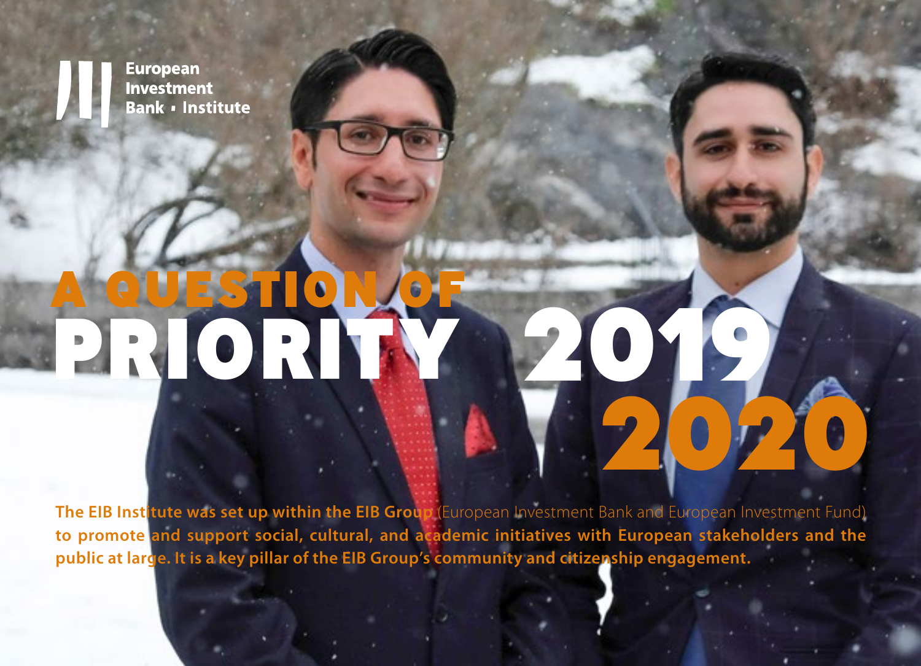European Investment Bank • Institute

# A QUESTION OF PRIORITY 2019 2020

**The EIB Institute was set up within the EIB Group** (European Investment Bank and European Investment Fund) **to promote and support social, cultural, and academic initiatives with European stakeholders and the public at large. It is a key pillar of the EIB Group's community and citizenship engagement.**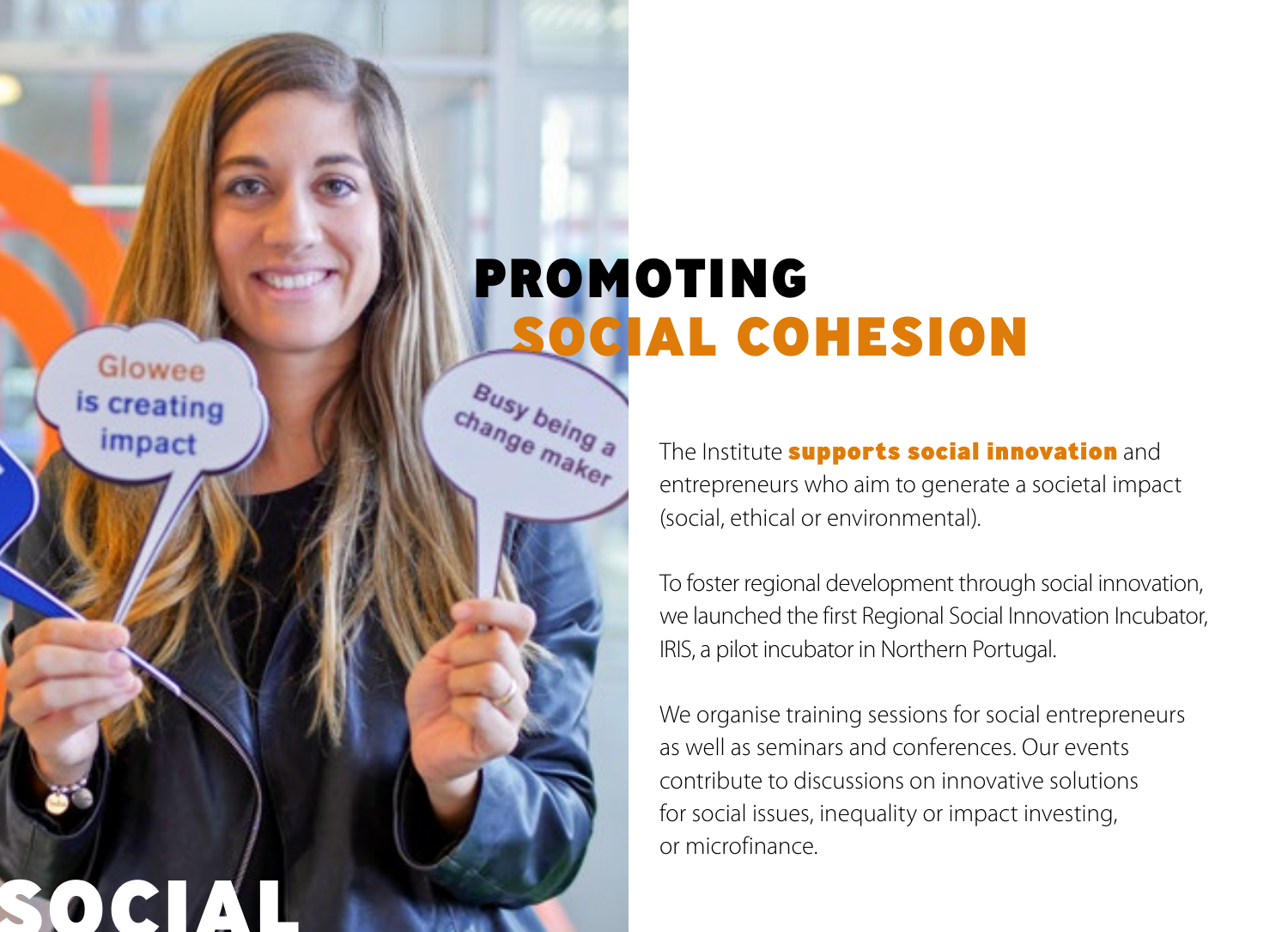# PROMOTING SOCIAL COHESION

The Institute **supports social innovation** and entrepreneurs who aim to generate a societal impact (social, ethical or environmental).

To foster regional development through social innovation, we launched the first Regional Social Innovation Incubator, IRIS, a pilot incubator in Northern Portugal.

We organise training sessions for social entrepreneurs as well as seminars and conferences. Our events contribute to discussions on innovative solutions for social issues, inequality or impact investing, or microfinance.

SOCIAL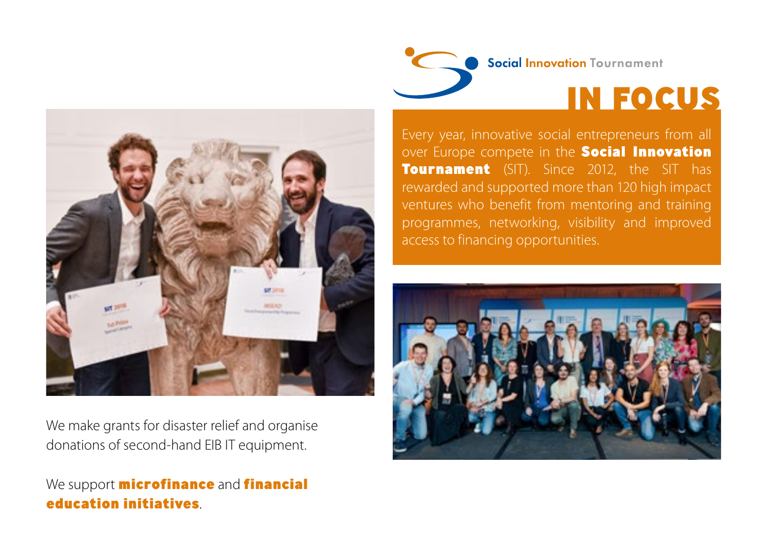Social Innovation Tournament

# IN FOCUS

Every year, innovative social entrepreneurs from all over Europe compete in the **Social Innovation Tournament** (SIT). Since 2012, the SIT has rewarded and supported more than 120 high impact ventures who benefit from mentoring and training programmes, networking, visibility and improved access to financing opportunities.

We make grants for disaster relief and organise donations of second-hand EIB IT equipment.

We support **microfinance** and **financial education initiatives**.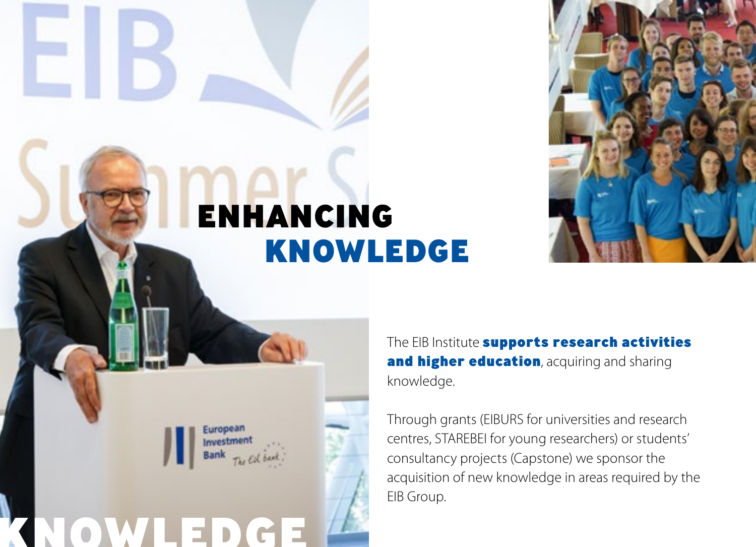# ENHANCING KNOWLEDGE

The EIB Institute **supports research activities and higher education**, acquiring and sharing knowledge.

Through grants (EIBURS for universities and research centres, STAREBEI for young researchers) or students' consultancy projects (Capstone) we sponsor the acquisition of new knowledge in areas required by the EIB Group.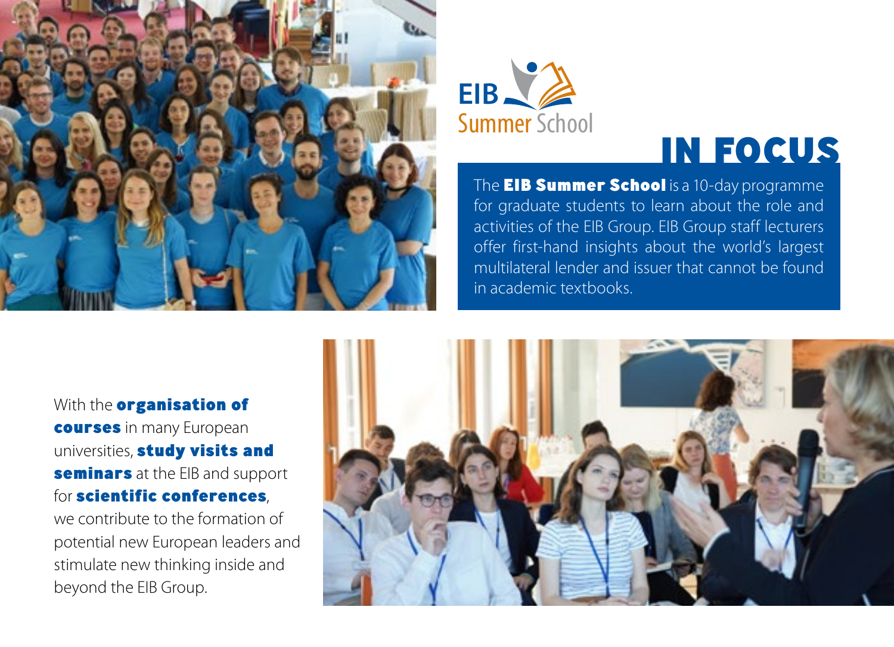EIB Summer School

# IN FOCUS

The **EIB Summer School** is a 10-day programme for graduate students to learn about the role and activities of the EIB Group. EIB Group staff lecturers offer first-hand insights about the world's largest multilateral lender and issuer that cannot be found in academic textbooks.

With the **organisation of courses** in many European universities, **study visits and seminars** at the EIB and support for **scientific conferences**, we contribute to the formation of potential new European leaders and stimulate new thinking inside and beyond the EIB Group.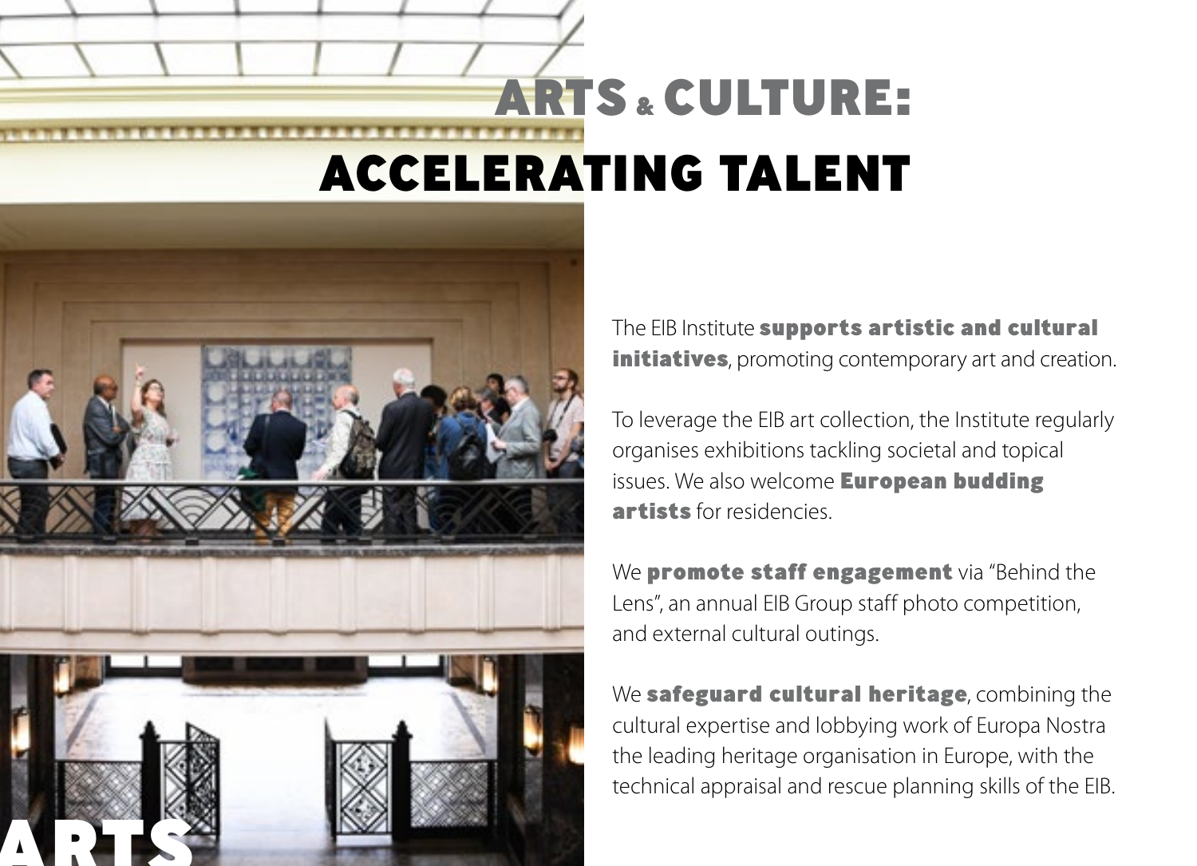# ARTS & CULTURE: ACCELERATING TALENT

The EIB Institute **supports artistic and cultural initiatives**, promoting contemporary art and creation.

To leverage the EIB art collection, the Institute regularly organises exhibitions tackling societal and topical issues. We also welcome **European budding artists** for residencies.

We **promote staff engagement** via "Behind the Lens", an annual EIB Group staff photo competition, and external cultural outings.

We **safeguard cultural heritage**, combining the cultural expertise and lobbying work of Europa Nostra the leading heritage organisation in Europe, with the technical appraisal and rescue planning skills of the EIB.

ARTS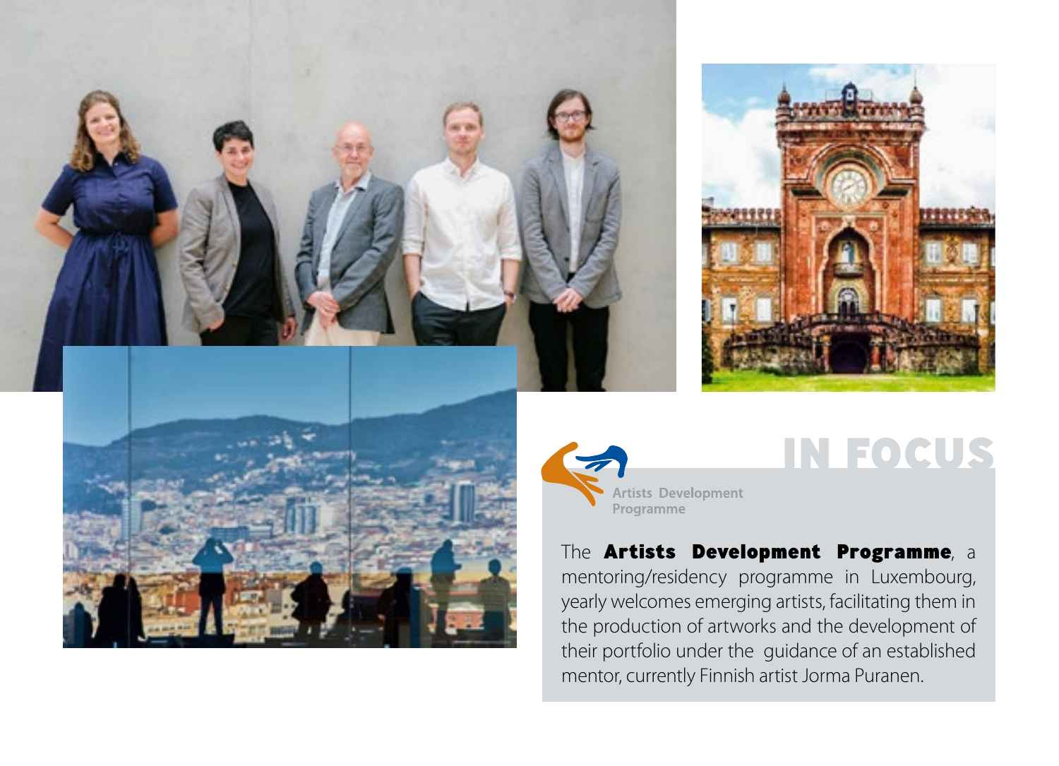# IN FOCUS

Artists Development Programme

The **Artists Development Programme**, a mentoring/residency programme in Luxembourg, yearly welcomes emerging artists, facilitating them in the production of artworks and the development of their portfolio under the guidance of an established mentor, currently Finnish artist Jorma Puranen.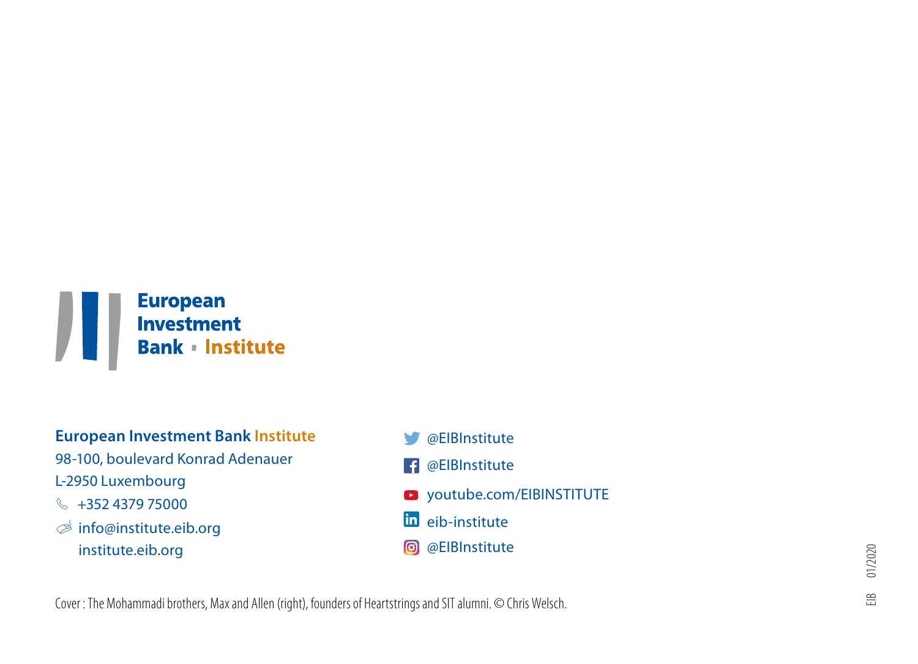**European Investment Bank • Institute**

**European Investment Bank Institute**
98-100, boulevard Konrad Adenauer
L-2950 Luxembourg
+352 4379 75000
info@institute.eib.org
institute.eib.org

@EIBInstitute
@EIBInstitute
youtube.com/EIBINSTITUTE
eib-institute
@EIBInstitute

Cover : The Mohammadi brothers, Max and Allen (right), founders of Heartstrings and SIT alumni. © Chris Welsch.

EIB 01/2020